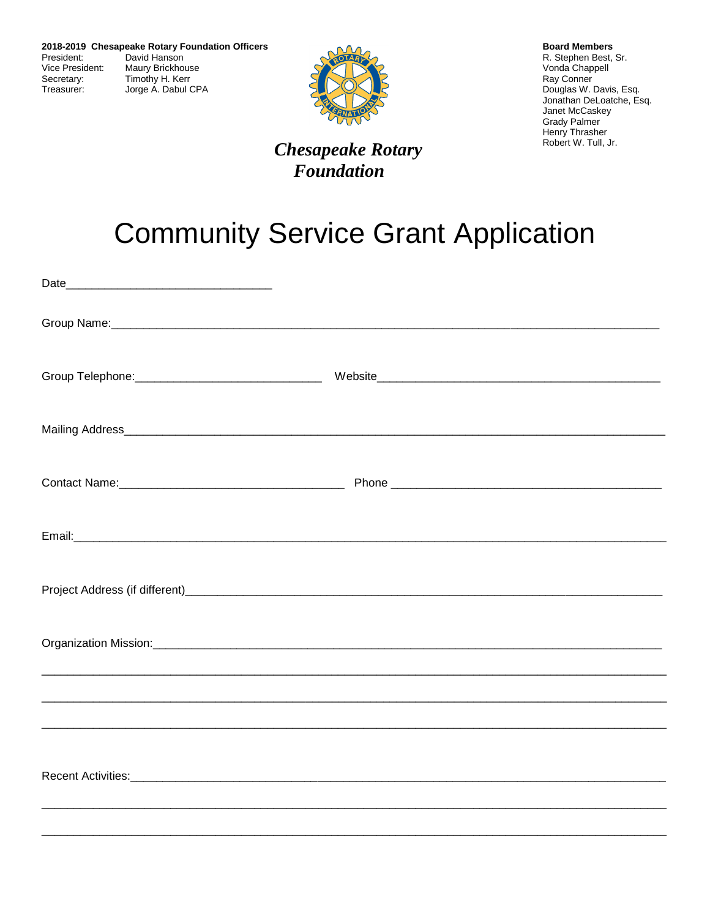**2018-2019 Chesapeake Rotary Foundation Officers**

President: David Hanson
Vice President: Maury Brickhouse
Secretary: Timothy H. Kerr
Treasurer: Jorge A. Dabul CPA

**Board Members**

R. Stephen Best, Sr.
Vonda Chappell
Ray Conner
Douglas W. Davis, Esq.
Jonathan DeLoatche, Esq.
Janet McCaskey
Grady Palmer
Henry Thrasher
Robert W. Tull, Jr.

***Chesapeake Rotary Foundation***

# Community Service Grant Application

Date_______________________________

Group Name:___________________________________________________________________________________

Group Telephone:____________________________ Website___________________________________________

Mailing Address_______________________________________________________________________________

Contact Name:__________________________________ Phone _________________________________________

Email:_______________________________________________________________________________________

Project Address (if different)___________________________________________________________________

Organization Mission:_________________________________________________________________________

_____________________________________________________________________________________________

_____________________________________________________________________________________________

_____________________________________________________________________________________________

Recent Activities:_____________________________________________________________________________

_____________________________________________________________________________________________

_____________________________________________________________________________________________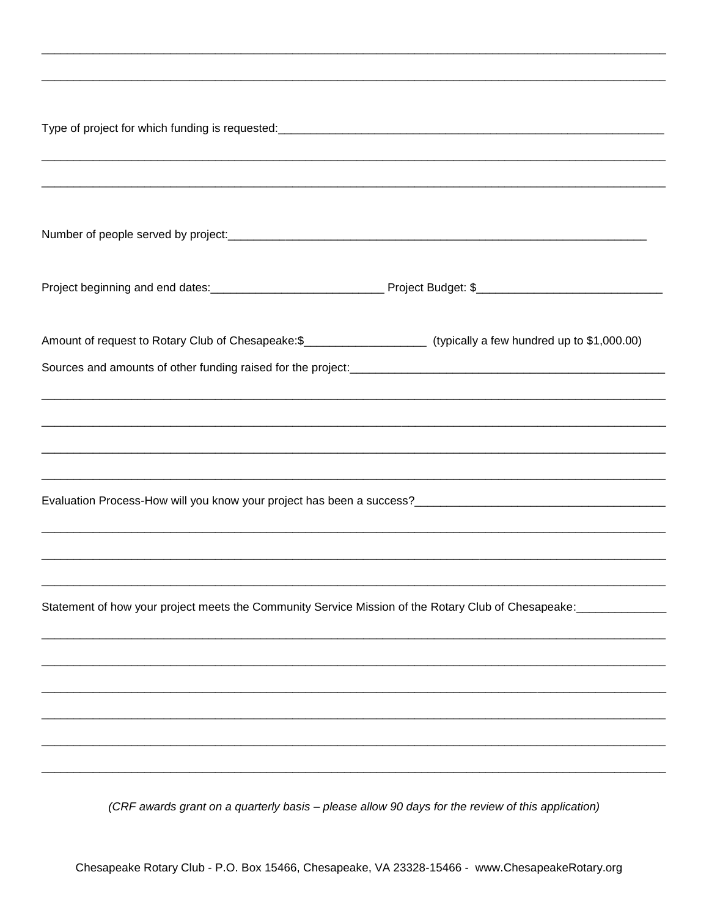\_\_\_\_\_\_\_\_\_\_\_\_\_\_\_\_\_\_\_\_\_\_\_\_\_\_\_\_\_\_\_\_\_\_\_\_\_\_\_\_\_\_\_\_\_\_\_\_\_\_\_\_\_\_\_\_\_\_\_\_\_\_\_\_\_\_\_\_\_\_\_\_\_\_\_\_\_\_\_\_

\_\_\_\_\_\_\_\_\_\_\_\_\_\_\_\_\_\_\_\_\_\_\_\_\_\_\_\_\_\_\_\_\_\_\_\_\_\_\_\_\_\_\_\_\_\_\_\_\_\_\_\_\_\_\_\_\_\_\_\_\_\_\_\_\_\_\_\_\_\_\_\_\_\_\_\_\_\_\_\_

Type of project for which funding is requested:\_\_\_\_\_\_\_\_\_\_\_\_\_\_\_\_\_\_\_\_\_\_\_\_\_\_\_\_\_\_\_\_\_\_\_\_\_\_\_\_\_\_\_\_

\_\_\_\_\_\_\_\_\_\_\_\_\_\_\_\_\_\_\_\_\_\_\_\_\_\_\_\_\_\_\_\_\_\_\_\_\_\_\_\_\_\_\_\_\_\_\_\_\_\_\_\_\_\_\_\_\_\_\_\_\_\_\_\_\_\_\_\_\_\_\_\_\_\_\_\_\_\_\_\_

\_\_\_\_\_\_\_\_\_\_\_\_\_\_\_\_\_\_\_\_\_\_\_\_\_\_\_\_\_\_\_\_\_\_\_\_\_\_\_\_\_\_\_\_\_\_\_\_\_\_\_\_\_\_\_\_\_\_\_\_\_\_\_\_\_\_\_\_\_\_\_\_\_\_\_\_\_\_\_\_

Number of people served by project:\_\_\_\_\_\_\_\_\_\_\_\_\_\_\_\_\_\_\_\_\_\_\_\_\_\_\_\_\_\_\_\_\_\_\_\_\_\_\_\_\_\_\_\_\_\_\_\_\_\_

Project beginning and end dates:\_\_\_\_\_\_\_\_\_\_\_\_\_\_\_\_\_\_\_\_\_\_\_\_ Project Budget: $\_\_\_\_\_\_\_\_\_\_\_\_\_\_\_\_\_\_\_\_\_\_\_\_

Amount of request to Rotary Club of Chesapeake:$\_\_\_\_\_\_\_\_\_\_\_\_\_\_\_\_\_ (typically a few hundred up to $1,000.00)

Sources and amounts of other funding raised for the project:\_\_\_\_\_\_\_\_\_\_\_\_\_\_\_\_\_\_\_\_\_\_\_\_\_\_\_\_\_\_\_\_\_\_\_\_\_\_

\_\_\_\_\_\_\_\_\_\_\_\_\_\_\_\_\_\_\_\_\_\_\_\_\_\_\_\_\_\_\_\_\_\_\_\_\_\_\_\_\_\_\_\_\_\_\_\_\_\_\_\_\_\_\_\_\_\_\_\_\_\_\_\_\_\_\_\_\_\_\_\_\_\_\_\_\_\_\_\_

\_\_\_\_\_\_\_\_\_\_\_\_\_\_\_\_\_\_\_\_\_\_\_\_\_\_\_\_\_\_\_\_\_\_\_\_\_\_\_\_\_\_\_\_\_\_\_\_\_\_\_\_\_\_\_\_\_\_\_\_\_\_\_\_\_\_\_\_\_\_\_\_\_\_\_\_\_\_\_\_

\_\_\_\_\_\_\_\_\_\_\_\_\_\_\_\_\_\_\_\_\_\_\_\_\_\_\_\_\_\_\_\_\_\_\_\_\_\_\_\_\_\_\_\_\_\_\_\_\_\_\_\_\_\_\_\_\_\_\_\_\_\_\_\_\_\_\_\_\_\_\_\_\_\_\_\_\_\_\_\_

\_\_\_\_\_\_\_\_\_\_\_\_\_\_\_\_\_\_\_\_\_\_\_\_\_\_\_\_\_\_\_\_\_\_\_\_\_\_\_\_\_\_\_\_\_\_\_\_\_\_\_\_\_\_\_\_\_\_\_\_\_\_\_\_\_\_\_\_\_\_\_\_\_\_\_\_\_\_\_\_

Evaluation Process-How will you know your project has been a success?\_\_\_\_\_\_\_\_\_\_\_\_\_\_\_\_\_\_\_\_\_\_\_\_\_\_\_\_\_\_\_

\_\_\_\_\_\_\_\_\_\_\_\_\_\_\_\_\_\_\_\_\_\_\_\_\_\_\_\_\_\_\_\_\_\_\_\_\_\_\_\_\_\_\_\_\_\_\_\_\_\_\_\_\_\_\_\_\_\_\_\_\_\_\_\_\_\_\_\_\_\_\_\_\_\_\_\_\_\_\_\_

\_\_\_\_\_\_\_\_\_\_\_\_\_\_\_\_\_\_\_\_\_\_\_\_\_\_\_\_\_\_\_\_\_\_\_\_\_\_\_\_\_\_\_\_\_\_\_\_\_\_\_\_\_\_\_\_\_\_\_\_\_\_\_\_\_\_\_\_\_\_\_\_\_\_\_\_\_\_\_\_

\_\_\_\_\_\_\_\_\_\_\_\_\_\_\_\_\_\_\_\_\_\_\_\_\_\_\_\_\_\_\_\_\_\_\_\_\_\_\_\_\_\_\_\_\_\_\_\_\_\_\_\_\_\_\_\_\_\_\_\_\_\_\_\_\_\_\_\_\_\_\_\_\_\_\_\_\_\_\_\_

Statement of how your project meets the Community Service Mission of the Rotary Club of Chesapeake:\_\_\_\_\_\_\_\_\_\_\_

\_\_\_\_\_\_\_\_\_\_\_\_\_\_\_\_\_\_\_\_\_\_\_\_\_\_\_\_\_\_\_\_\_\_\_\_\_\_\_\_\_\_\_\_\_\_\_\_\_\_\_\_\_\_\_\_\_\_\_\_\_\_\_\_\_\_\_\_\_\_\_\_\_\_\_\_\_\_\_\_

\_\_\_\_\_\_\_\_\_\_\_\_\_\_\_\_\_\_\_\_\_\_\_\_\_\_\_\_\_\_\_\_\_\_\_\_\_\_\_\_\_\_\_\_\_\_\_\_\_\_\_\_\_\_\_\_\_\_\_\_\_\_\_\_\_\_\_\_\_\_\_\_\_\_\_\_\_\_\_\_

\_\_\_\_\_\_\_\_\_\_\_\_\_\_\_\_\_\_\_\_\_\_\_\_\_\_\_\_\_\_\_\_\_\_\_\_\_\_\_\_\_\_\_\_\_\_\_\_\_\_\_\_\_\_\_\_\_\_\_\_\_\_\_\_\_\_\_\_\_\_\_\_\_\_\_\_\_\_\_\_

\_\_\_\_\_\_\_\_\_\_\_\_\_\_\_\_\_\_\_\_\_\_\_\_\_\_\_\_\_\_\_\_\_\_\_\_\_\_\_\_\_\_\_\_\_\_\_\_\_\_\_\_\_\_\_\_\_\_\_\_\_\_\_\_\_\_\_\_\_\_\_\_\_\_\_\_\_\_\_\_

\_\_\_\_\_\_\_\_\_\_\_\_\_\_\_\_\_\_\_\_\_\_\_\_\_\_\_\_\_\_\_\_\_\_\_\_\_\_\_\_\_\_\_\_\_\_\_\_\_\_\_\_\_\_\_\_\_\_\_\_\_\_\_\_\_\_\_\_\_\_\_\_\_\_\_\_\_\_\_\_

\_\_\_\_\_\_\_\_\_\_\_\_\_\_\_\_\_\_\_\_\_\_\_\_\_\_\_\_\_\_\_\_\_\_\_\_\_\_\_\_\_\_\_\_\_\_\_\_\_\_\_\_\_\_\_\_\_\_\_\_\_\_\_\_\_\_\_\_\_\_\_\_\_\_\_\_\_\_\_\_

*(CRF awards grant on a quarterly basis – please allow 90 days for the review of this application)*

Chesapeake Rotary Club - P.O. Box 15466, Chesapeake, VA 23328-15466 - www.ChesapeakeRotary.org